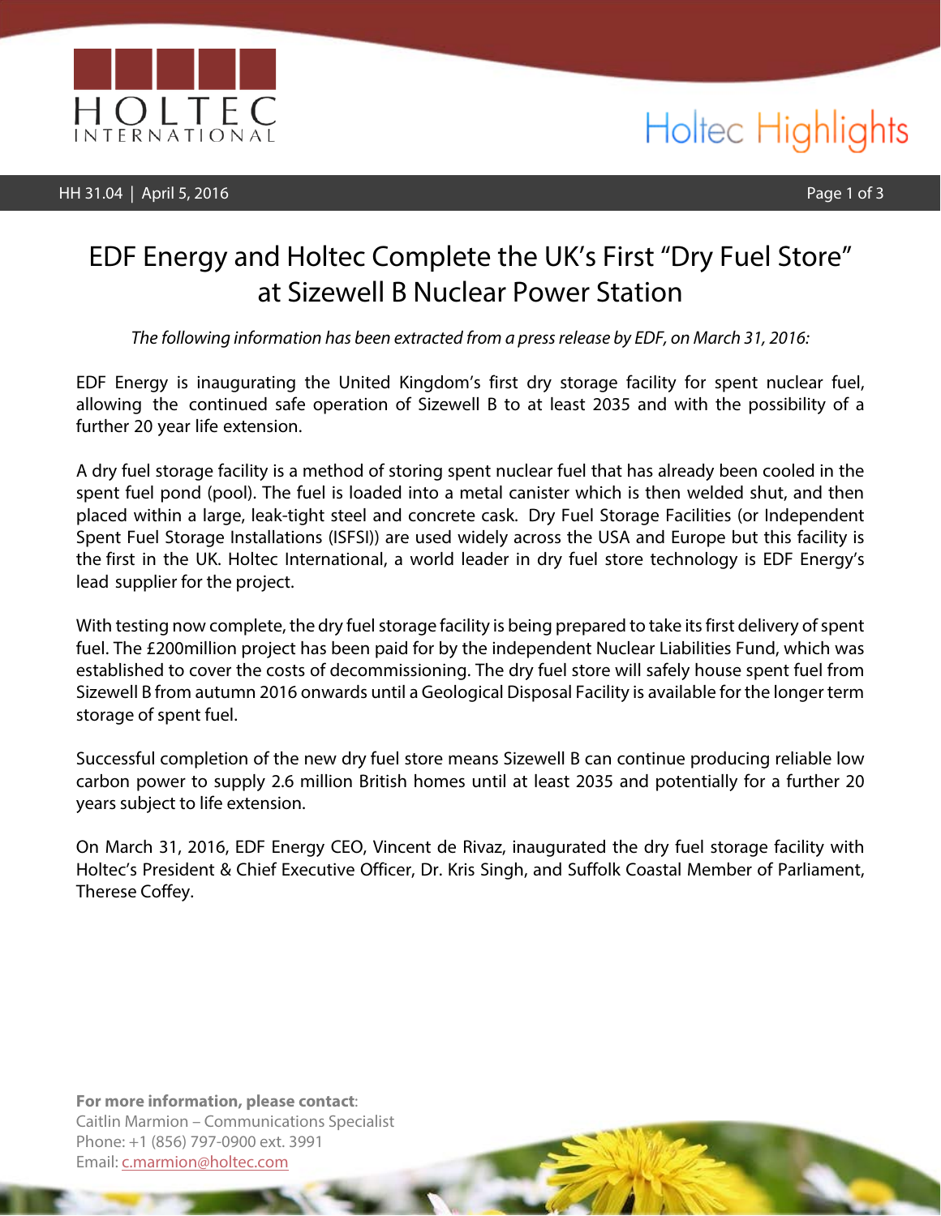# EDF Energy and Holtec Complete the UK's First "Dry Fuel Store" at Sizewell B Nuclear Power Station

*The following information has been extracted from a press release by EDF, on March 31, 2016:*

EDF Energy is inaugurating the United Kingdom's first dry storage facility for spent nuclear fuel, allowing the continued safe operation of Sizewell B to at least 2035 and with the possibility of a further 20 year life extension.

A dry fuel storage facility is a method of storing spent nuclear fuel that has already been cooled in the spent fuel pond (pool). The fuel is loaded into a metal canister which is then welded shut, and then placed within a large, leak-tight steel and concrete cask. Dry Fuel Storage Facilities (or Independent Spent Fuel Storage Installations (ISFSI)) are used widely across the USA and Europe but this facility is the first in the UK. Holtec International, a world leader in dry fuel store technology is EDF Energy's lead supplier for the project.

With testing now complete, the dry fuel storage facility is being prepared to take its first delivery of spent fuel. The £200million project has been paid for by the independent Nuclear Liabilities Fund, which was established to cover the costs of decommissioning. The dry fuel store will safely house spent fuel from Sizewell B from autumn 2016 onwards until a Geological Disposal Facility is available for the longer term storage of spent fuel.

Successful completion of the new dry fuel store means Sizewell B can continue producing reliable low carbon power to supply 2.6 million British homes until at least 2035 and potentially for a further 20 years subject to life extension.

On March 31, 2016, EDF Energy CEO, Vincent de Rivaz, inaugurated the dry fuel storage facility with Holtec's President & Chief Executive Officer, Dr. Kris Singh, and Suffolk Coastal Member of Parliament, Therese Coffey.

**For more information, please contact**:
Caitlin Marmion – Communications Specialist
Phone: +1 (856) 797-0900 ext. 3991
Email: c.marmion@holtec.com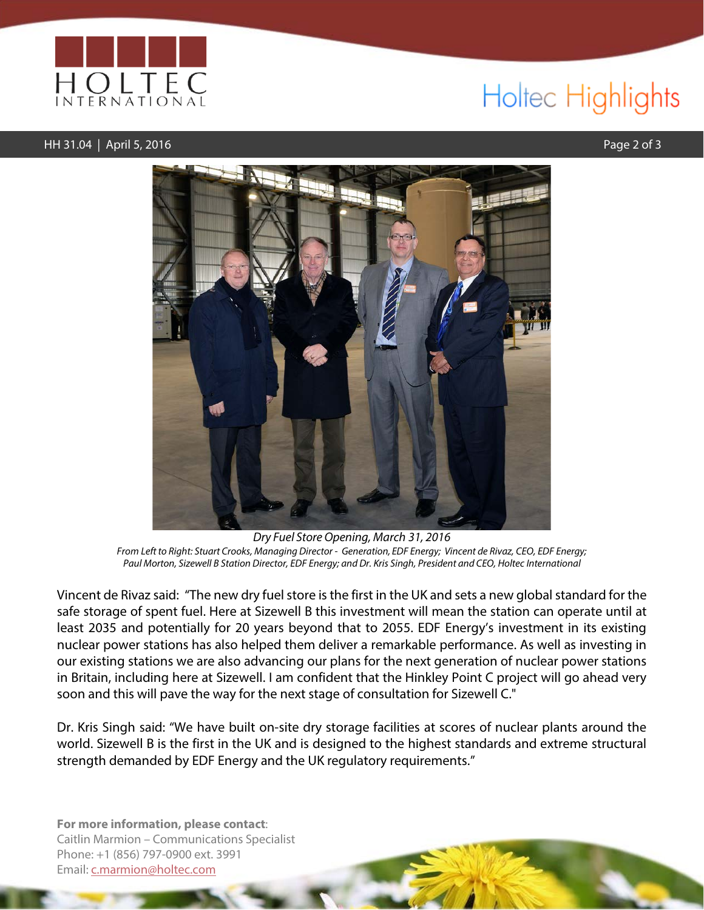*Dry Fuel Store Opening, March 31, 2016*

*From Left to Right: Stuart Crooks, Managing Director - Generation, EDF Energy; Vincent de Rivaz, CEO, EDF Energy; Paul Morton, Sizewell B Station Director, EDF Energy; and Dr. Kris Singh, President and CEO, Holtec International*

Vincent de Rivaz said: "The new dry fuel store is the first in the UK and sets a new global standard for the safe storage of spent fuel. Here at Sizewell B this investment will mean the station can operate until at least 2035 and potentially for 20 years beyond that to 2055. EDF Energy's investment in its existing nuclear power stations has also helped them deliver a remarkable performance. As well as investing in our existing stations we are also advancing our plans for the next generation of nuclear power stations in Britain, including here at Sizewell. I am confident that the Hinkley Point C project will go ahead very soon and this will pave the way for the next stage of consultation for Sizewell C."

Dr. Kris Singh said: "We have built on-site dry storage facilities at scores of nuclear plants around the world. Sizewell B is the first in the UK and is designed to the highest standards and extreme structural strength demanded by EDF Energy and the UK regulatory requirements."

**For more information, please contact**:
Caitlin Marmion – Communications Specialist
Phone: +1 (856) 797-0900 ext. 3991
Email: c.marmion@holtec.com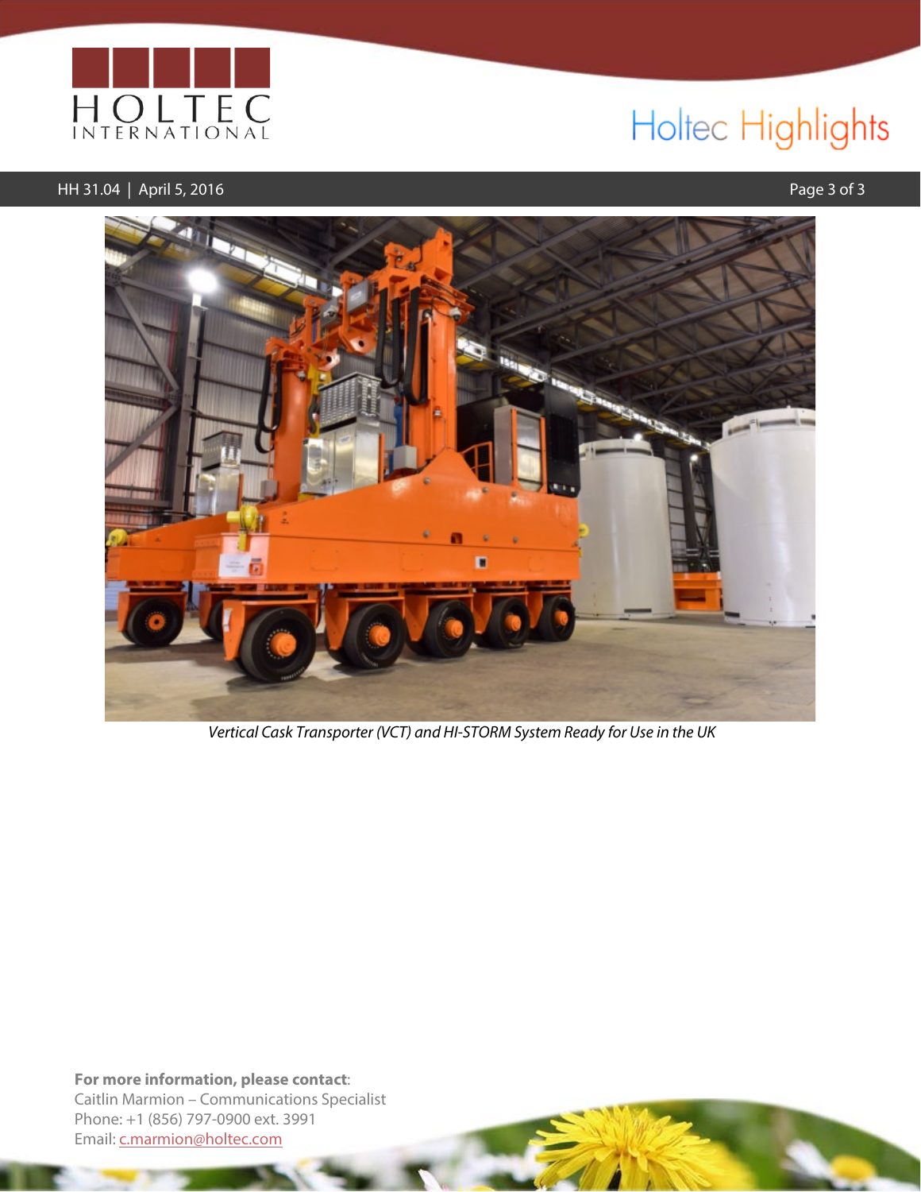*Vertical Cask Transporter (VCT) and HI-STORM System Ready for Use in the UK*

**For more information, please contact**:
Caitlin Marmion – Communications Specialist
Phone: +1 (856) 797-0900 ext. 3991
Email: c.marmion@holtec.com